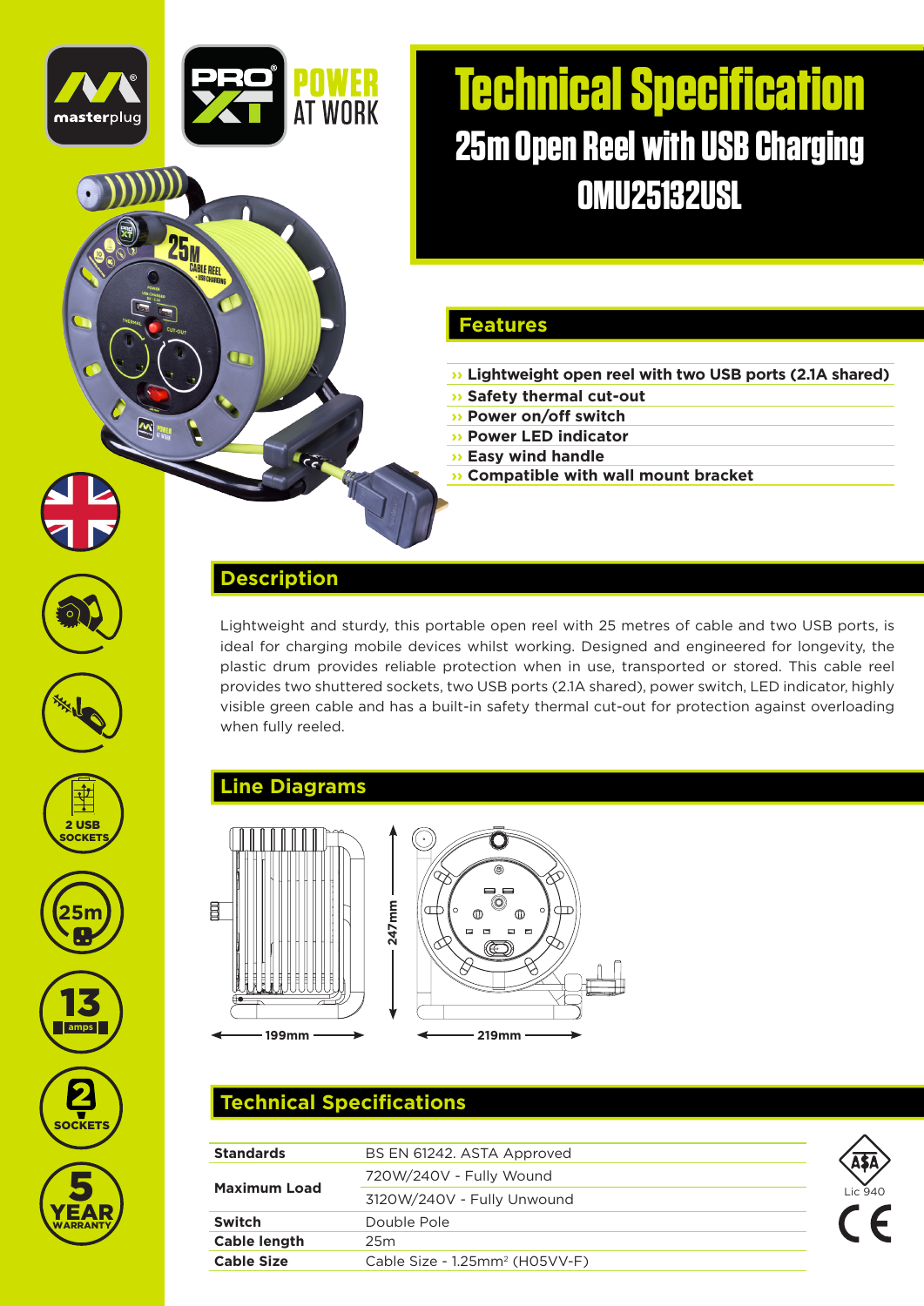# Technical Specification

## 25m Open Reel with USB Charging

## OMU25132USL

## Features

- Lightweight open reel with two USB ports (2.1A shared)
- Safety thermal cut-out
- Power on/off switch
- Power LED indicator
- Easy wind handle
- Compatible with wall mount bracket

## Description

Lightweight and sturdy, this portable open reel with 25 metres of cable and two USB ports, is ideal for charging mobile devices whilst working. Designed and engineered for longevity, the plastic drum provides reliable protection when in use, transported or stored. This cable reel provides two shuttered sockets, two USB ports (2.1A shared), power switch, LED indicator, highly visible green cable and has a built-in safety thermal cut-out for protection against overloading when fully reeled.

## Line Diagrams

247mm

199mm

219mm

## Technical Specifications

| | |
|---|---|
| **Standards** | BS EN 61242. ASTA Approved |
| **Maximum Load** | 720W/240V - Fully Wound |
| | 3120W/240V - Fully Unwound |
| **Switch** | Double Pole |
| **Cable length** | 25m |
| **Cable Size** | Cable Size - 1.25mm² (H05VV-F) |

Lic 940

2 USB SOCKETS

25m

13 amps

2 SOCKETS

5 YEAR WARRANTY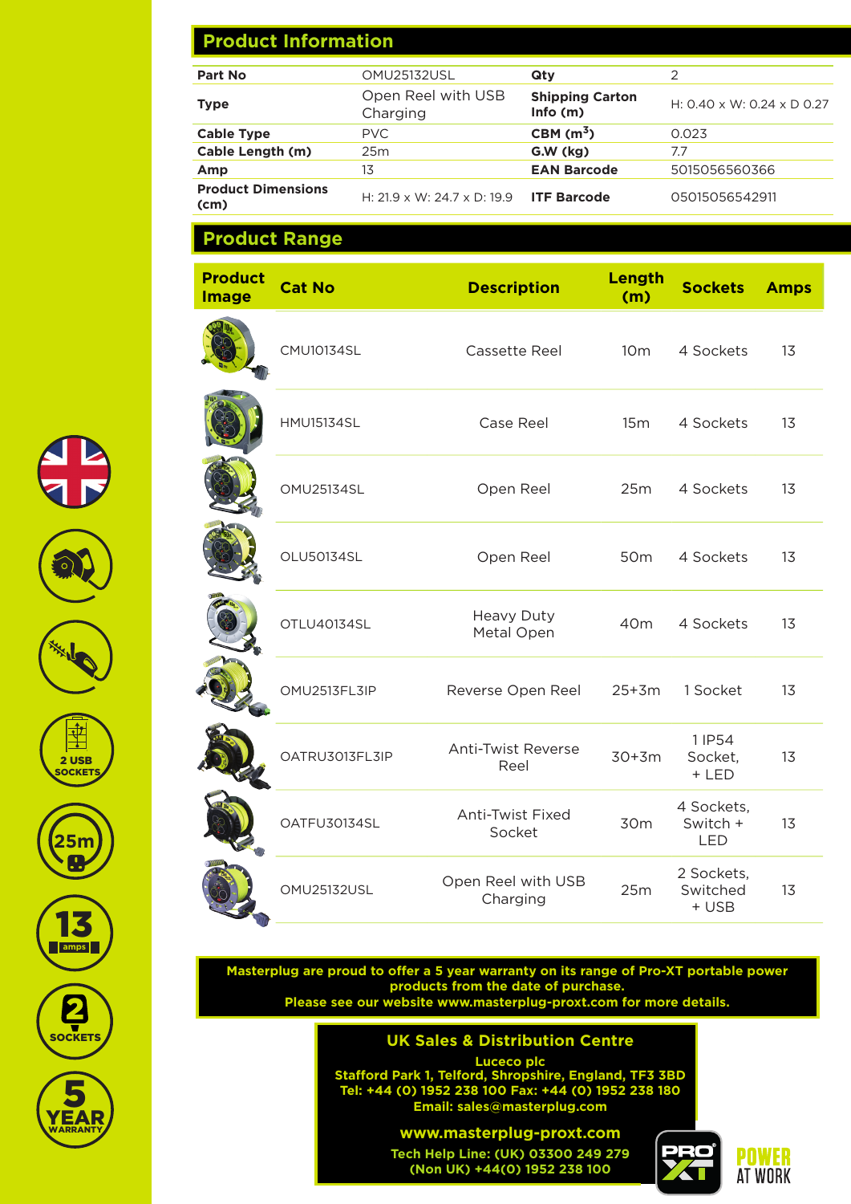## Product Information

| | | | |
|---|---|---|---|
| **Part No** | OMU25132USL | **Qty** | 2 |
| **Type** | Open Reel with USB Charging | **Shipping Carton Info (m)** | H: 0.40 x W: 0.24 x D 0.27 |
| **Cable Type** | PVC | **CBM ($m^3$)** | 0.023 |
| **Cable Length (m)** | 25m | **G.W (kg)** | 7.7 |
| **Amp** | 13 | **EAN Barcode** | 5015056560366 |
| **Product Dimensions (cm)** | H: 21.9 x W: 24.7 x D: 19.9 | **ITF Barcode** | 05015056542911 |

## Product Range

| Product Image | Cat No | Description | Length (m) | Sockets | Amps |
|---|---|---|---|---|---|
| | CMU10134SL | Cassette Reel | 10m | 4 Sockets | 13 |
| | HMU15134SL | Case Reel | 15m | 4 Sockets | 13 |
| | OMU25134SL | Open Reel | 25m | 4 Sockets | 13 |
| | OLU50134SL | Open Reel | 50m | 4 Sockets | 13 |
| | OTLU40134SL | Heavy Duty Metal Open | 40m | 4 Sockets | 13 |
| | OMU2513FL3IP | Reverse Open Reel | 25+3m | 1 Socket | 13 |
| | OATRU3013FL3IP | Anti-Twist Reverse Reel | 30+3m | 1 IP54 Socket, + LED | 13 |
| | OATFU30134SL | Anti-Twist Fixed Socket | 30m | 4 Sockets, Switch + LED | 13 |
| | OMU25132USL | Open Reel with USB Charging | 25m | 2 Sockets, Switched + USB | 13 |

2 USB SOCKETS

25m

13 amps

2 SOCKETS

5 YEAR WARRANTY

**Masterplug are proud to offer a 5 year warranty on its range of Pro-XT portable power products from the date of purchase.**
**Please see our website www.masterplug-proxt.com for more details.**

### UK Sales & Distribution Centre

**Luceco plc**
**Stafford Park 1, Telford, Shropshire, England, TF3 3BD**
**Tel: +44 (0) 1952 238 100 Fax: +44 (0) 1952 238 180**
**Email: sales@masterplug.com**

**www.masterplug-proxt.com**

**Tech Help Line: (UK) 03300 249 279**
**(Non UK) +44(0) 1952 238 100**

PRO XT

POWER AT WORK